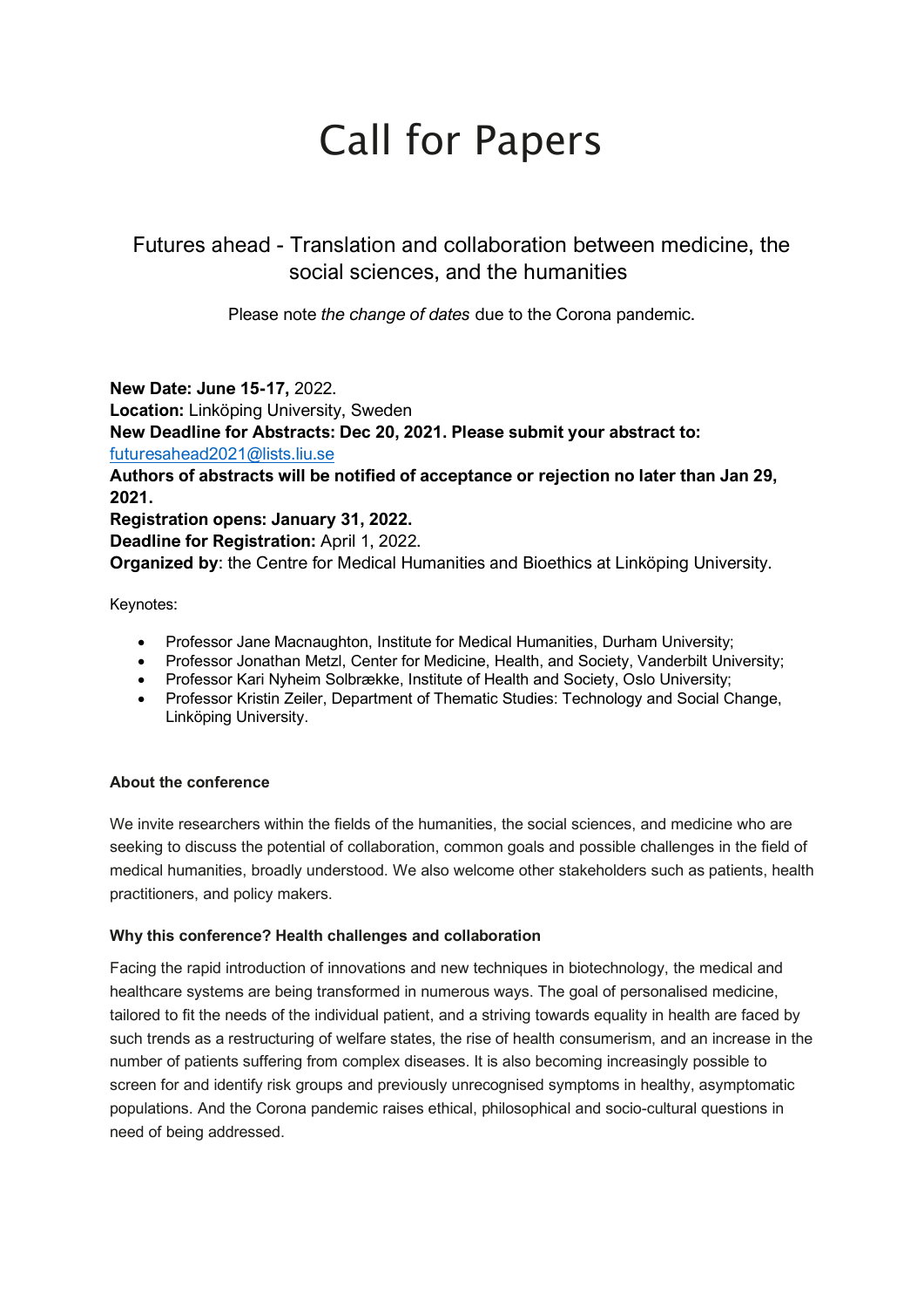# Call for Papers

## Futures ahead - Translation and collaboration between medicine, the social sciences, and the humanities

Please note *the change of dates* due to the Corona pandemic.

**New Date: June 15-17,** 2022.
**Location:** Linköping University, Sweden
**New Deadline for Abstracts: Dec 20, 2021. Please submit your abstract to:** [futuresahead2021@lists.liu.se](mailto:futuresahead2021@lists.liu.se)
**Authors of abstracts will be notified of acceptance or rejection no later than Jan 29, 2021.**
**Registration opens: January 31, 2022.**
**Deadline for Registration:** April 1, 2022.
**Organized by**: the Centre for Medical Humanities and Bioethics at Linköping University.

Keynotes:

- Professor Jane Macnaughton, Institute for Medical Humanities, Durham University;
- Professor Jonathan Metzl, Center for Medicine, Health, and Society, Vanderbilt University;
- Professor Kari Nyheim Solbrække, Institute of Health and Society, Oslo University;
- Professor Kristin Zeiler, Department of Thematic Studies: Technology and Social Change, Linköping University.

### About the conference

We invite researchers within the fields of the humanities, the social sciences, and medicine who are seeking to discuss the potential of collaboration, common goals and possible challenges in the field of medical humanities, broadly understood. We also welcome other stakeholders such as patients, health practitioners, and policy makers.

### Why this conference? Health challenges and collaboration

Facing the rapid introduction of innovations and new techniques in biotechnology, the medical and healthcare systems are being transformed in numerous ways. The goal of personalised medicine, tailored to fit the needs of the individual patient, and a striving towards equality in health are faced by such trends as a restructuring of welfare states, the rise of health consumerism, and an increase in the number of patients suffering from complex diseases. It is also becoming increasingly possible to screen for and identify risk groups and previously unrecognised symptoms in healthy, asymptomatic populations. And the Corona pandemic raises ethical, philosophical and socio-cultural questions in need of being addressed.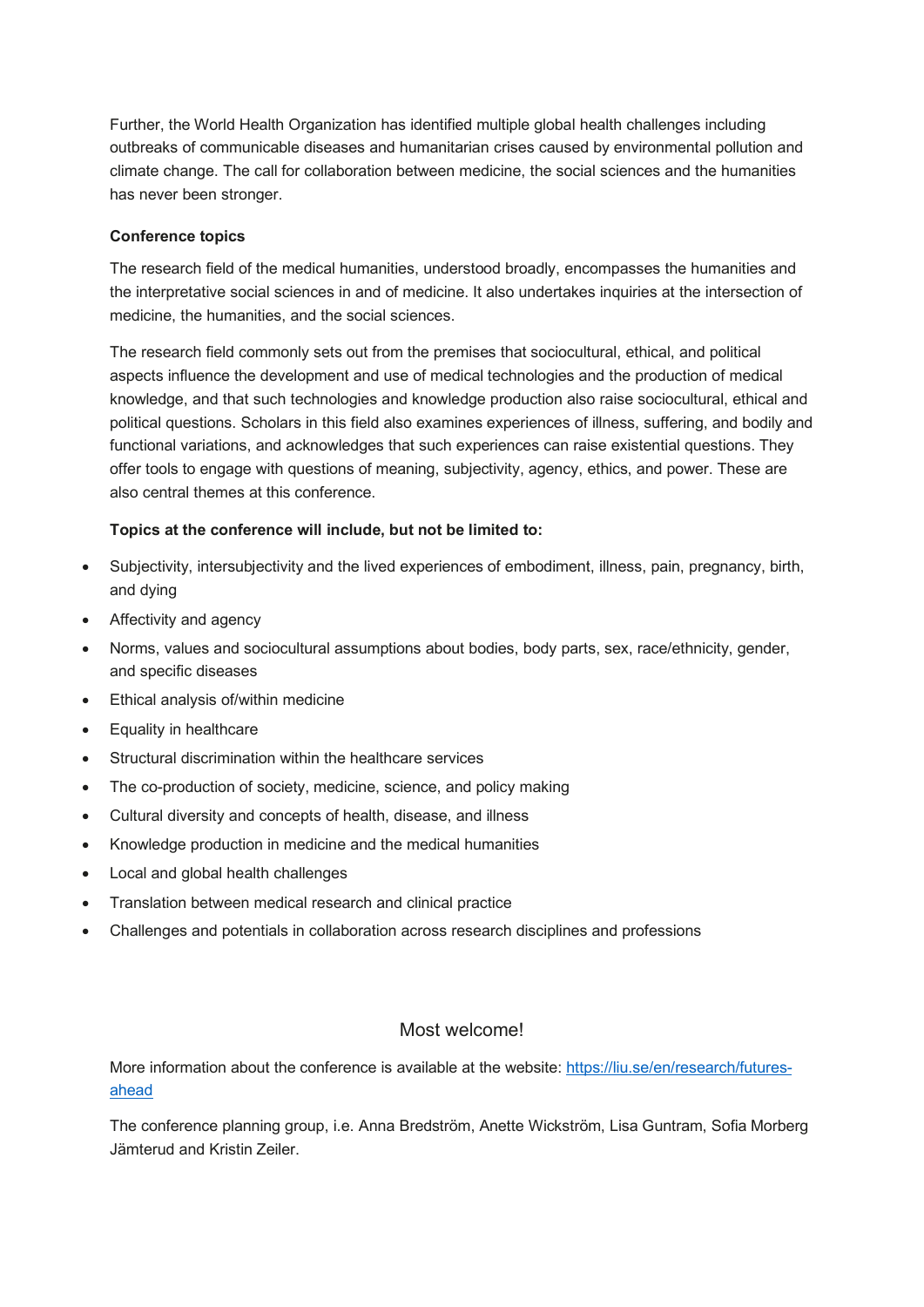Further, the World Health Organization has identified multiple global health challenges including outbreaks of communicable diseases and humanitarian crises caused by environmental pollution and climate change. The call for collaboration between medicine, the social sciences and the humanities has never been stronger.

**Conference topics**

The research field of the medical humanities, understood broadly, encompasses the humanities and the interpretative social sciences in and of medicine. It also undertakes inquiries at the intersection of medicine, the humanities, and the social sciences.

The research field commonly sets out from the premises that sociocultural, ethical, and political aspects influence the development and use of medical technologies and the production of medical knowledge, and that such technologies and knowledge production also raise sociocultural, ethical and political questions. Scholars in this field also examines experiences of illness, suffering, and bodily and functional variations, and acknowledges that such experiences can raise existential questions. They offer tools to engage with questions of meaning, subjectivity, agency, ethics, and power. These are also central themes at this conference.

**Topics at the conference will include, but not be limited to:**

- Subjectivity, intersubjectivity and the lived experiences of embodiment, illness, pain, pregnancy, birth, and dying
- Affectivity and agency
- Norms, values and sociocultural assumptions about bodies, body parts, sex, race/ethnicity, gender, and specific diseases
- Ethical analysis of/within medicine
- Equality in healthcare
- Structural discrimination within the healthcare services
- The co-production of society, medicine, science, and policy making
- Cultural diversity and concepts of health, disease, and illness
- Knowledge production in medicine and the medical humanities
- Local and global health challenges
- Translation between medical research and clinical practice
- Challenges and potentials in collaboration across research disciplines and professions

Most welcome!

More information about the conference is available at the website: [https://liu.se/en/research/futures-ahead](https://liu.se/en/research/futures-ahead)

The conference planning group, i.e. Anna Bredström, Anette Wickström, Lisa Guntram, Sofia Morberg Jämterud and Kristin Zeiler.